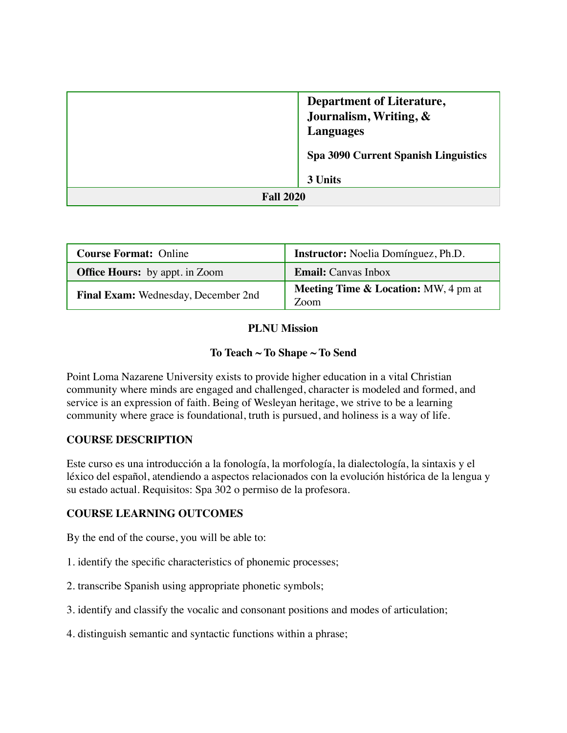| | **Department of Literature, Journalism, Writing, & Languages**<br><br>**Spa 3090 Current Spanish Linguistics**<br><br>**3 Units** |
|---|---|
| **Fall 2020** | |

| **Course Format:** Online | **Instructor:** Noelia Domínguez, Ph.D. |
|---|---|
| **Office Hours:** by appt. in Zoom | **Email:** Canvas Inbox |
| **Final Exam:** Wednesday, December 2nd | **Meeting Time & Location:** MW, 4 pm at Zoom |

## PLNU Mission

### To Teach ~ To Shape ~ To Send

Point Loma Nazarene University exists to provide higher education in a vital Christian community where minds are engaged and challenged, character is modeled and formed, and service is an expression of faith. Being of Wesleyan heritage, we strive to be a learning community where grace is foundational, truth is pursued, and holiness is a way of life.

## COURSE DESCRIPTION

Este curso es una introducción a la fonología, la morfología, la dialectología, la sintaxis y el léxico del español, atendiendo a aspectos relacionados con la evolución histórica de la lengua y su estado actual. Requisitos: Spa 302 o permiso de la profesora.

## COURSE LEARNING OUTCOMES

By the end of the course, you will be able to:

1. identify the specific characteristics of phonemic processes;

2. transcribe Spanish using appropriate phonetic symbols;

3. identify and classify the vocalic and consonant positions and modes of articulation;

4. distinguish semantic and syntactic functions within a phrase;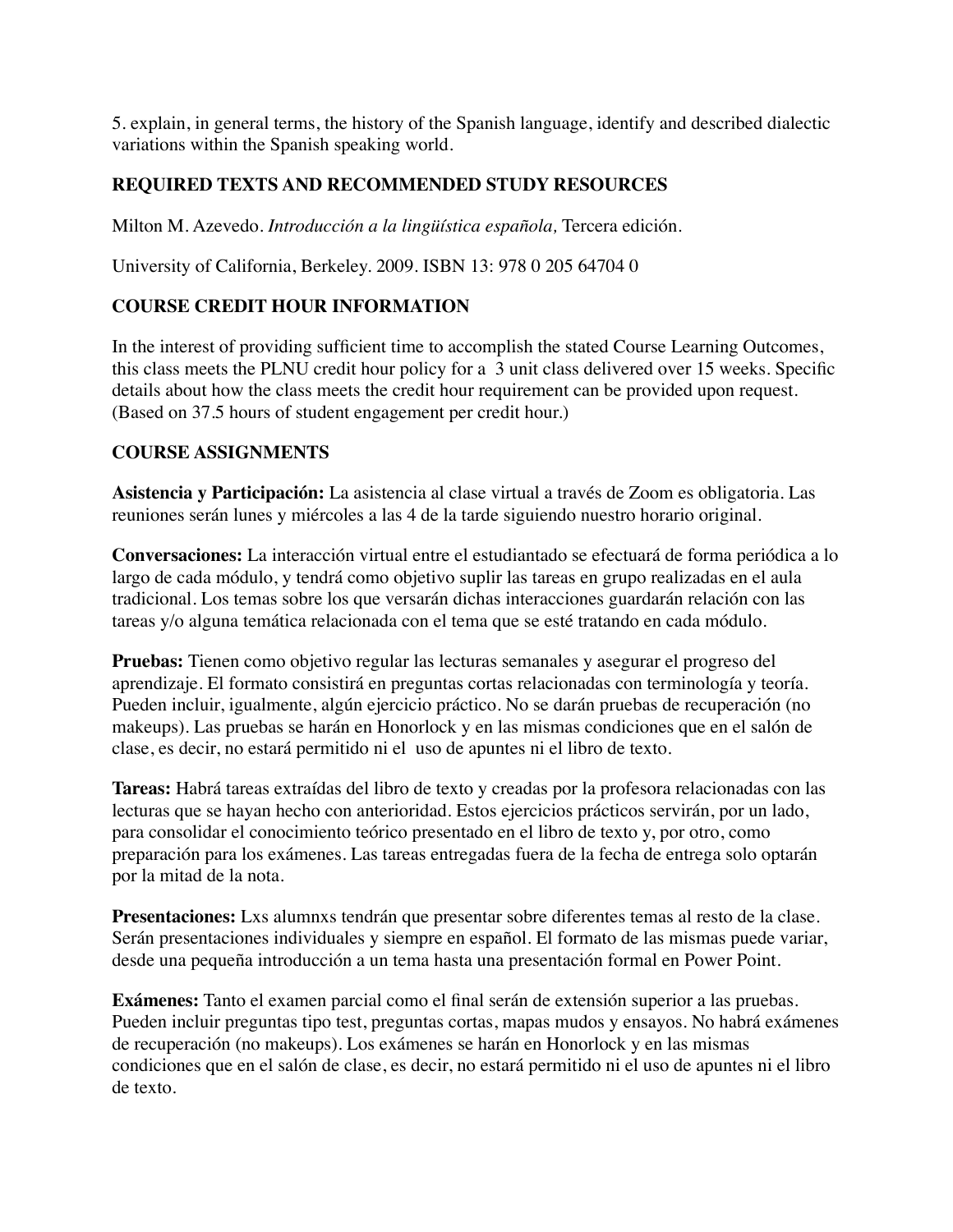5. explain, in general terms, the history of the Spanish language, identify and described dialectic variations within the Spanish speaking world.

## REQUIRED TEXTS AND RECOMMENDED STUDY RESOURCES

Milton M. Azevedo. *Introducción a la lingüística española,* Tercera edición.

University of California, Berkeley. 2009. ISBN 13: 978 0 205 64704 0

## COURSE CREDIT HOUR INFORMATION

In the interest of providing sufficient time to accomplish the stated Course Learning Outcomes, this class meets the PLNU credit hour policy for a 3 unit class delivered over 15 weeks. Specific details about how the class meets the credit hour requirement can be provided upon request. (Based on 37.5 hours of student engagement per credit hour.)

## COURSE ASSIGNMENTS

**Asistencia y Participación:** La asistencia al clase virtual a través de Zoom es obligatoria. Las reuniones serán lunes y miércoles a las 4 de la tarde siguiendo nuestro horario original.

**Conversaciones:** La interacción virtual entre el estudiantado se efectuará de forma periódica a lo largo de cada módulo, y tendrá como objetivo suplir las tareas en grupo realizadas en el aula tradicional. Los temas sobre los que versarán dichas interacciones guardarán relación con las tareas y/o alguna temática relacionada con el tema que se esté tratando en cada módulo.

**Pruebas:** Tienen como objetivo regular las lecturas semanales y asegurar el progreso del aprendizaje. El formato consistirá en preguntas cortas relacionadas con terminología y teoría. Pueden incluir, igualmente, algún ejercicio práctico. No se darán pruebas de recuperación (no makeups). Las pruebas se harán en Honorlock y en las mismas condiciones que en el salón de clase, es decir, no estará permitido ni el uso de apuntes ni el libro de texto.

**Tareas:** Habrá tareas extraídas del libro de texto y creadas por la profesora relacionadas con las lecturas que se hayan hecho con anterioridad. Estos ejercicios prácticos servirán, por un lado, para consolidar el conocimiento teórico presentado en el libro de texto y, por otro, como preparación para los exámenes. Las tareas entregadas fuera de la fecha de entrega solo optarán por la mitad de la nota.

**Presentaciones:** Lxs alumnxs tendrán que presentar sobre diferentes temas al resto de la clase. Serán presentaciones individuales y siempre en español. El formato de las mismas puede variar, desde una pequeña introducción a un tema hasta una presentación formal en Power Point.

**Exámenes:** Tanto el examen parcial como el final serán de extensión superior a las pruebas. Pueden incluir preguntas tipo test, preguntas cortas, mapas mudos y ensayos. No habrá exámenes de recuperación (no makeups). Los exámenes se harán en Honorlock y en las mismas condiciones que en el salón de clase, es decir, no estará permitido ni el uso de apuntes ni el libro de texto.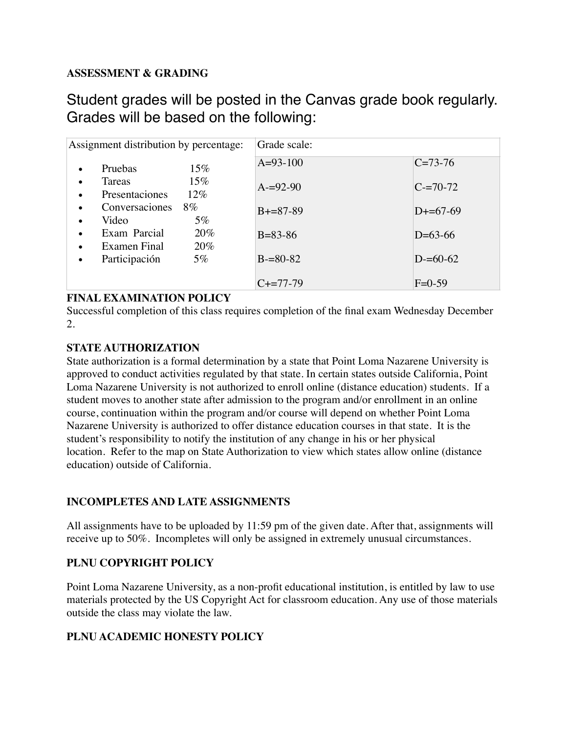**ASSESSMENT & GRADING**

Student grades will be posted in the Canvas grade book regularly. Grades will be based on the following:

| Assignment distribution by percentage: | Grade scale: | |
|---|---|---|
| • Pruebas 15% | A=93-100 | C=73-76 |
| • Tareas 15% | A-=92-90 | C-=70-72 |
| • Presentaciones 12% | B+=87-89 | D+=67-69 |
| • Conversaciones 8% | B=83-86 | D=63-66 |
| • Video 5% | B-=80-82 | D-=60-62 |
| • Exam Parcial 20% | C+=77-79 | F=0-59 |
| • Examen Final 20% | | |
| • Participación 5% | | |

**FINAL EXAMINATION POLICY**

Successful completion of this class requires completion of the final exam Wednesday December 2.

**STATE AUTHORIZATION**

State authorization is a formal determination by a state that Point Loma Nazarene University is approved to conduct activities regulated by that state. In certain states outside California, Point Loma Nazarene University is not authorized to enroll online (distance education) students. If a student moves to another state after admission to the program and/or enrollment in an online course, continuation within the program and/or course will depend on whether Point Loma Nazarene University is authorized to offer distance education courses in that state. It is the student's responsibility to notify the institution of any change in his or her physical location. Refer to the map on State Authorization to view which states allow online (distance education) outside of California.

**INCOMPLETES AND LATE ASSIGNMENTS**

All assignments have to be uploaded by 11:59 pm of the given date. After that, assignments will receive up to 50%. Incompletes will only be assigned in extremely unusual circumstances.

**PLNU COPYRIGHT POLICY**

Point Loma Nazarene University, as a non-profit educational institution, is entitled by law to use materials protected by the US Copyright Act for classroom education. Any use of those materials outside the class may violate the law.

**PLNU ACADEMIC HONESTY POLICY**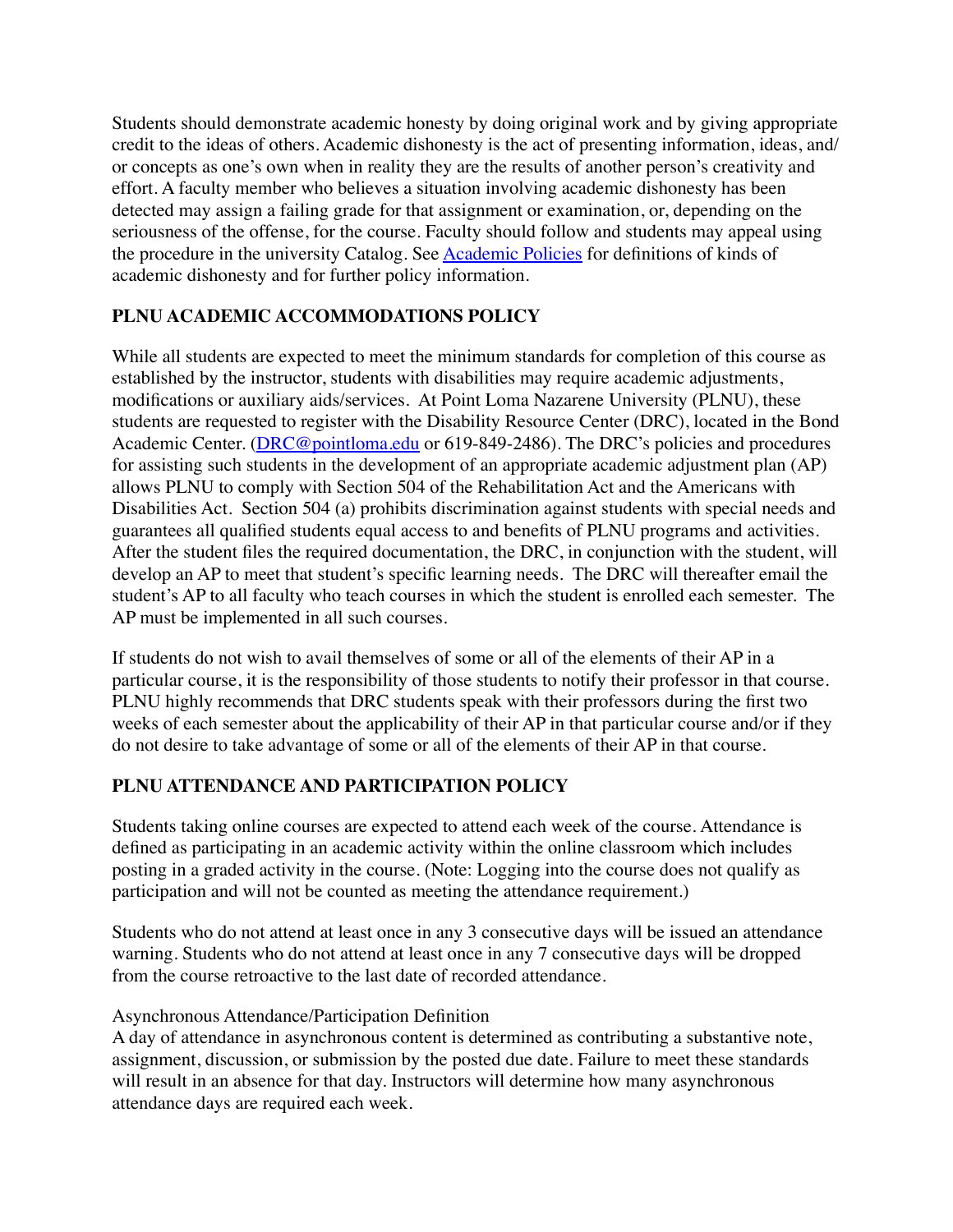Students should demonstrate academic honesty by doing original work and by giving appropriate credit to the ideas of others. Academic dishonesty is the act of presenting information, ideas, and/or concepts as one's own when in reality they are the results of another person's creativity and effort. A faculty member who believes a situation involving academic dishonesty has been detected may assign a failing grade for that assignment or examination, or, depending on the seriousness of the offense, for the course. Faculty should follow and students may appeal using the procedure in the university Catalog. See [Academic Policies]() for definitions of kinds of academic dishonesty and for further policy information.

## PLNU ACADEMIC ACCOMMODATIONS POLICY

While all students are expected to meet the minimum standards for completion of this course as established by the instructor, students with disabilities may require academic adjustments, modifications or auxiliary aids/services. At Point Loma Nazarene University (PLNU), these students are requested to register with the Disability Resource Center (DRC), located in the Bond Academic Center. ([DRC@pointloma.edu](mailto:DRC@pointloma.edu) or 619-849-2486). The DRC's policies and procedures for assisting such students in the development of an appropriate academic adjustment plan (AP) allows PLNU to comply with Section 504 of the Rehabilitation Act and the Americans with Disabilities Act. Section 504 (a) prohibits discrimination against students with special needs and guarantees all qualified students equal access to and benefits of PLNU programs and activities. After the student files the required documentation, the DRC, in conjunction with the student, will develop an AP to meet that student's specific learning needs. The DRC will thereafter email the student's AP to all faculty who teach courses in which the student is enrolled each semester. The AP must be implemented in all such courses.

If students do not wish to avail themselves of some or all of the elements of their AP in a particular course, it is the responsibility of those students to notify their professor in that course. PLNU highly recommends that DRC students speak with their professors during the first two weeks of each semester about the applicability of their AP in that particular course and/or if they do not desire to take advantage of some or all of the elements of their AP in that course.

## PLNU ATTENDANCE AND PARTICIPATION POLICY

Students taking online courses are expected to attend each week of the course. Attendance is defined as participating in an academic activity within the online classroom which includes posting in a graded activity in the course. (Note: Logging into the course does not qualify as participation and will not be counted as meeting the attendance requirement.)

Students who do not attend at least once in any 3 consecutive days will be issued an attendance warning. Students who do not attend at least once in any 7 consecutive days will be dropped from the course retroactive to the last date of recorded attendance.

Asynchronous Attendance/Participation Definition
A day of attendance in asynchronous content is determined as contributing a substantive note, assignment, discussion, or submission by the posted due date. Failure to meet these standards will result in an absence for that day. Instructors will determine how many asynchronous attendance days are required each week.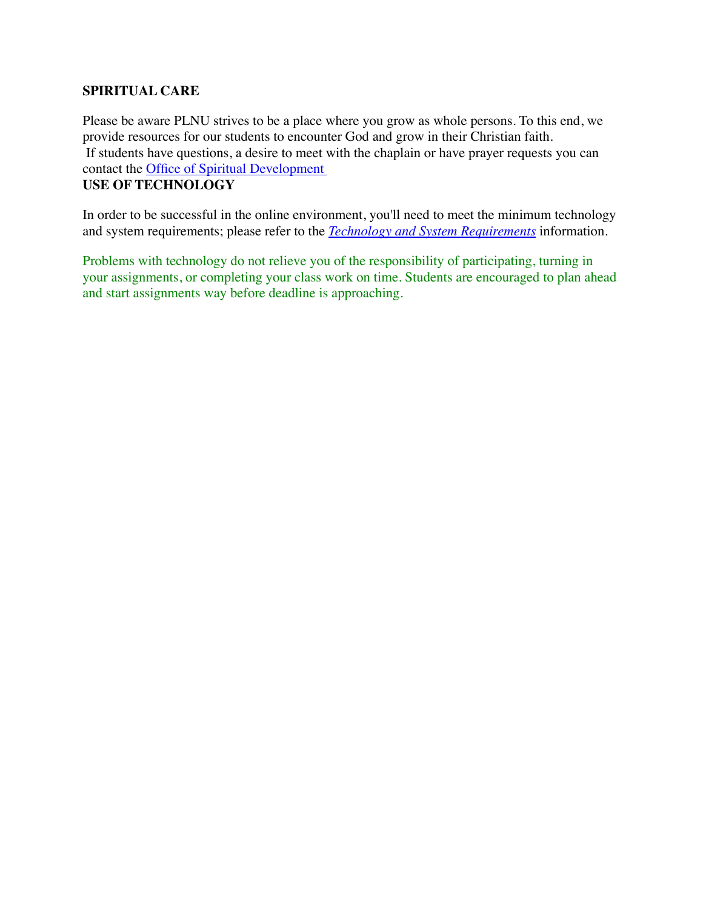**SPIRITUAL CARE**

Please be aware PLNU strives to be a place where you grow as whole persons. To this end, we provide resources for our students to encounter God and grow in their Christian faith.
If students have questions, a desire to meet with the chaplain or have prayer requests you can contact the Office of Spiritual Development

**USE OF TECHNOLOGY**

In order to be successful in the online environment, you'll need to meet the minimum technology and system requirements; please refer to the *Technology and System Requirements* information.

Problems with technology do not relieve you of the responsibility of participating, turning in your assignments, or completing your class work on time. Students are encouraged to plan ahead and start assignments way before deadline is approaching.